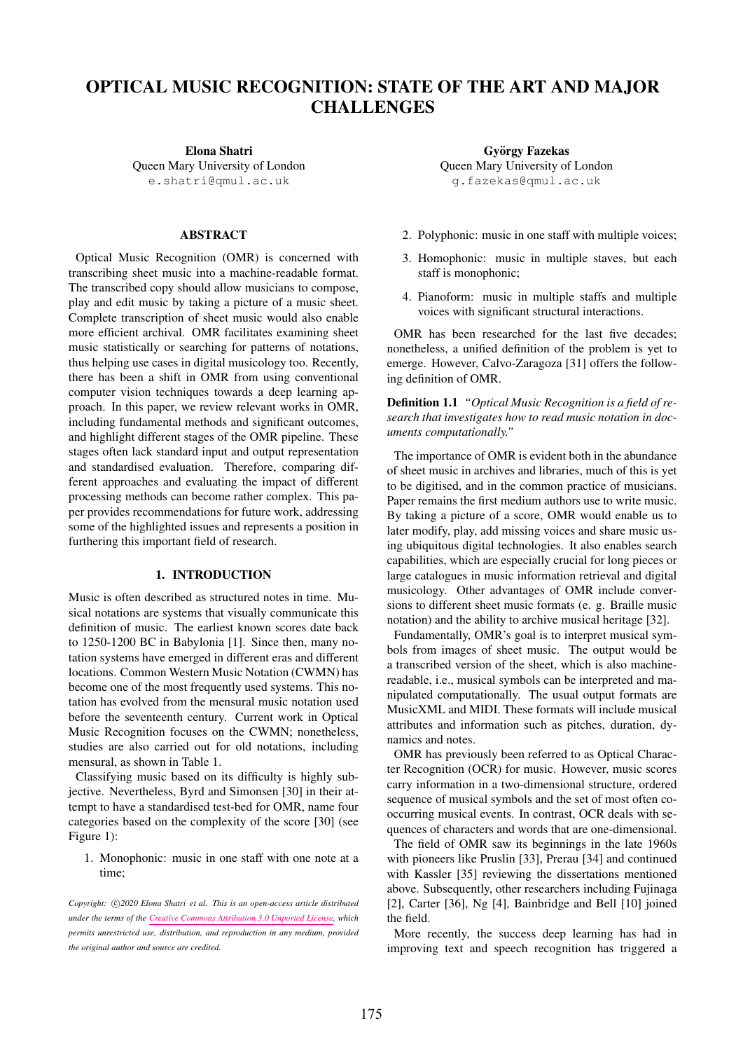# OPTICAL MUSIC RECOGNITION: STATE OF THE ART AND MAJOR CHALLENGES

**Elona Shatri**
Queen Mary University of London
e.shatri@qmul.ac.uk

**György Fazekas**
Queen Mary University of London
g.fazekas@qmul.ac.uk

## ABSTRACT

Optical Music Recognition (OMR) is concerned with transcribing sheet music into a machine-readable format. The transcribed copy should allow musicians to compose, play and edit music by taking a picture of a music sheet. Complete transcription of sheet music would also enable more efficient archival. OMR facilitates examining sheet music statistically or searching for patterns of notations, thus helping use cases in digital musicology too. Recently, there has been a shift in OMR from using conventional computer vision techniques towards a deep learning approach. In this paper, we review relevant works in OMR, including fundamental methods and significant outcomes, and highlight different stages of the OMR pipeline. These stages often lack standard input and output representation and standardised evaluation. Therefore, comparing different approaches and evaluating the impact of different processing methods can become rather complex. This paper provides recommendations for future work, addressing some of the highlighted issues and represents a position in furthering this important field of research.

## 1. INTRODUCTION

Music is often described as structured notes in time. Musical notations are systems that visually communicate this definition of music. The earliest known scores date back to 1250-1200 BC in Babylonia [1]. Since then, many notation systems have emerged in different eras and different locations. Common Western Music Notation (CWMN) has become one of the most frequently used systems. This notation has evolved from the mensural music notation used before the seventeenth century. Current work in Optical Music Recognition focuses on the CWMN; nonetheless, studies are also carried out for old notations, including mensural, as shown in Table 1.

Classifying music based on its difficulty is highly subjective. Nevertheless, Byrd and Simonsen [30] in their attempt to have a standardised test-bed for OMR, name four categories based on the complexity of the score [30] (see Figure 1):

1. Monophonic: music in one staff with one note at a time;
2. Polyphonic: music in one staff with multiple voices;
3. Homophonic: music in multiple staves, but each staff is monophonic;
4. Pianoform: music in multiple staffs and multiple voices with significant structural interactions.

*Copyright: ©2020 Elona Shatri et al. This is an open-access article distributed under the terms of the Creative Commons Attribution 3.0 Unported License, which permits unrestricted use, distribution, and reproduction in any medium, provided the original author and source are credited.*

OMR has been researched for the last five decades; nonetheless, a unified definition of the problem is yet to emerge. However, Calvo-Zaragoza [31] offers the following definition of OMR.

**Definition 1.1** *"Optical Music Recognition is a field of research that investigates how to read music notation in documents computationally."*

The importance of OMR is evident both in the abundance of sheet music in archives and libraries, much of this is yet to be digitised, and in the common practice of musicians. Paper remains the first medium authors use to write music. By taking a picture of a score, OMR would enable us to later modify, play, add missing voices and share music using ubiquitous digital technologies. It also enables search capabilities, which are especially crucial for long pieces or large catalogues in music information retrieval and digital musicology. Other advantages of OMR include conversions to different sheet music formats (e. g. Braille music notation) and the ability to archive musical heritage [32].

Fundamentally, OMR's goal is to interpret musical symbols from images of sheet music. The output would be a transcribed version of the sheet, which is also machine-readable, i.e., musical symbols can be interpreted and manipulated computationally. The usual output formats are MusicXML and MIDI. These formats will include musical attributes and information such as pitches, duration, dynamics and notes.

OMR has previously been referred to as Optical Character Recognition (OCR) for music. However, music scores carry information in a two-dimensional structure, ordered sequence of musical symbols and the set of most often co-occurring musical events. In contrast, OCR deals with sequences of characters and words that are one-dimensional.

The field of OMR saw its beginnings in the late 1960s with pioneers like Pruslin [33], Prerau [34] and continued with Kassler [35] reviewing the dissertations mentioned above. Subsequently, other researchers including Fujinaga [2], Carter [36], Ng [4], Bainbridge and Bell [10] joined the field.

More recently, the success deep learning has had in improving text and speech recognition has triggered a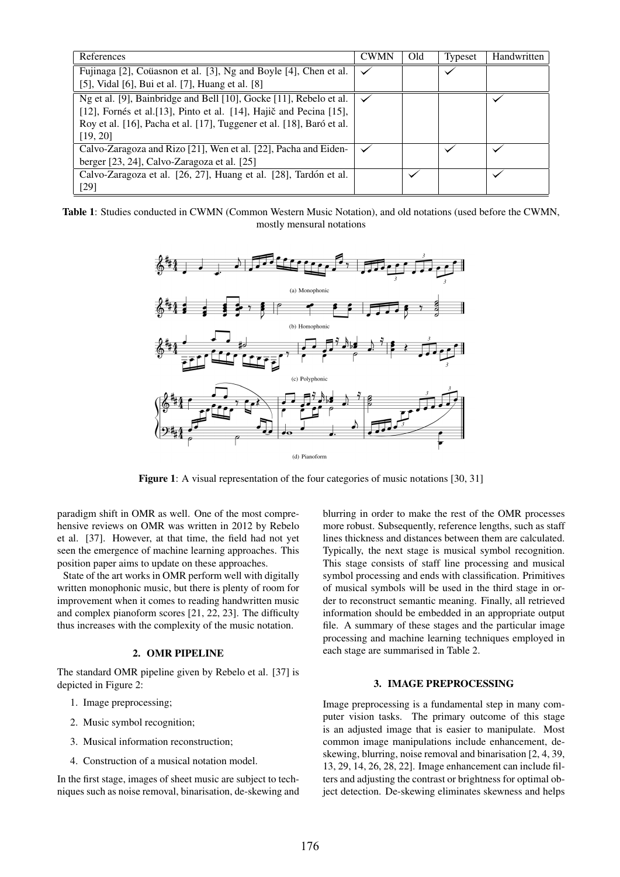| References | CWMN | Old | Typeset | Handwritten |
|---|---|---|---|---|
| Fujinaga [2], Coüasnon et al. [3], Ng and Boyle [4], Chen et al. [5], Vidal [6], Bui et al. [7], Huang et al. [8] | ✓ | | ✓ | |
| Ng et al. [9], Bainbridge and Bell [10], Gocke [11], Rebelo et al. [12], Fornés et al.[13], Pinto et al. [14], Hajič and Pecina [15], Roy et al. [16], Pacha et al. [17], Tuggener et al. [18], Baró et al. [19, 20] | ✓ | | | ✓ |
| Calvo-Zaragoza and Rizo [21], Wen et al. [22], Pacha and Eidenberger [23, 24], Calvo-Zaragoza et al. [25] | ✓ | | ✓ | ✓ |
| Calvo-Zaragoza et al. [26, 27], Huang et al. [28], Tardón et al. [29] | | ✓ | | ✓ |

**Table 1**: Studies conducted in CWMN (Common Western Music Notation), and old notations (used before the CWMN, mostly mensural notations

(a) Monophonic

(b) Homophonic

(c) Polyphonic

(d) Pianoform

**Figure 1**: A visual representation of the four categories of music notations [30, 31]

paradigm shift in OMR as well. One of the most comprehensive reviews on OMR was written in 2012 by Rebelo et al. [37]. However, at that time, the field had not yet seen the emergence of machine learning approaches. This position paper aims to update on these approaches.

State of the art works in OMR perform well with digitally written monophonic music, but there is plenty of room for improvement when it comes to reading handwritten music and complex pianoform scores [21, 22, 23]. The difficulty thus increases with the complexity of the music notation.

## 2. OMR PIPELINE

The standard OMR pipeline given by Rebelo et al. [37] is depicted in Figure 2:

1. Image preprocessing;
2. Music symbol recognition;
3. Musical information reconstruction;
4. Construction of a musical notation model.

In the first stage, images of sheet music are subject to techniques such as noise removal, binarisation, de-skewing and blurring in order to make the rest of the OMR processes more robust. Subsequently, reference lengths, such as staff lines thickness and distances between them are calculated. Typically, the next stage is musical symbol recognition. This stage consists of staff line processing and musical symbol processing and ends with classification. Primitives of musical symbols will be used in the third stage in order to reconstruct semantic meaning. Finally, all retrieved information should be embedded in an appropriate output file. A summary of these stages and the particular image processing and machine learning techniques employed in each stage are summarised in Table 2.

## 3. IMAGE PREPROCESSING

Image preprocessing is a fundamental step in many computer vision tasks. The primary outcome of this stage is an adjusted image that is easier to manipulate. Most common image manipulations include enhancement, deskewing, blurring, noise removal and binarisation [2, 4, 39, 13, 29, 14, 26, 28, 22]. Image enhancement can include filters and adjusting the contrast or brightness for optimal object detection. De-skewing eliminates skewness and helps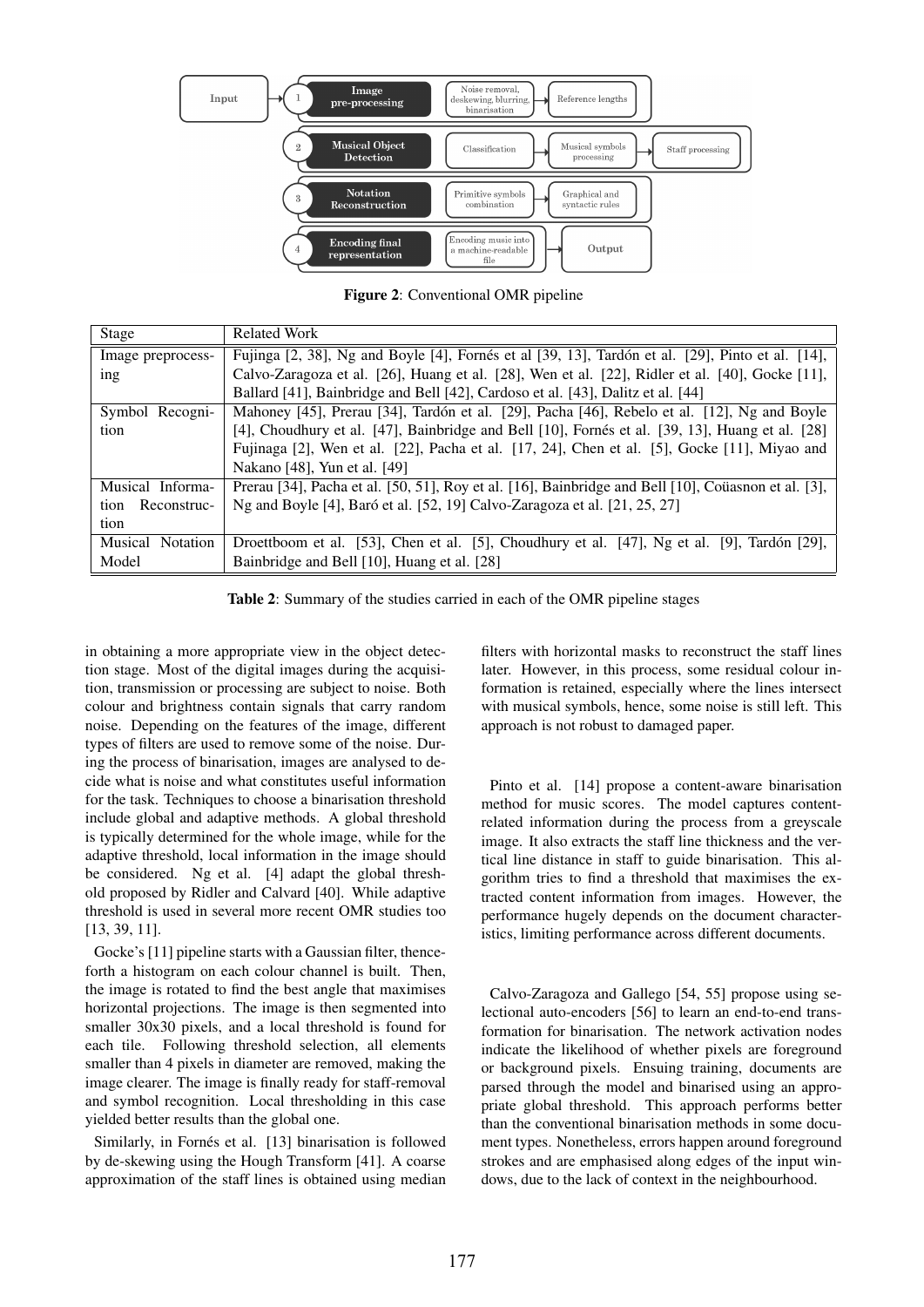Figure 2: Conventional OMR pipeline

| Stage | Related Work |
| --- | --- |
| Image preprocessing | Fujinga [2, 38], Ng and Boyle [4], Fornés et al [39, 13], Tardón et al. [29], Pinto et al. [14], Calvo-Zaragoza et al. [26], Huang et al. [28], Wen et al. [22], Ridler et al. [40], Gocke [11], Ballard [41], Bainbridge and Bell [42], Cardoso et al. [43], Dalitz et al. [44] |
| Symbol Recognition | Mahoney [45], Prerau [34], Tardón et al. [29], Pacha [46], Rebelo et al. [12], Ng and Boyle [4], Choudhury et al. [47], Bainbridge and Bell [10], Fornés et al. [39, 13], Huang et al. [28] Fujinaga [2], Wen et al. [22], Pacha et al. [17, 24], Chen et al. [5], Gocke [11], Miyao and Nakano [48], Yun et al. [49] |
| Musical Information Reconstruction | Prerau [34], Pacha et al. [50, 51], Roy et al. [16], Bainbridge and Bell [10], Coüasnon et al. [3], Ng and Boyle [4], Baró et al. [52, 19] Calvo-Zaragoza et al. [21, 25, 27] |
| Musical Notation Model | Droettboom et al. [53], Chen et al. [5], Choudhury et al. [47], Ng et al. [9], Tardón [29], Bainbridge and Bell [10], Huang et al. [28] |

Table 2: Summary of the studies carried in each of the OMR pipeline stages

in obtaining a more appropriate view in the object detection stage. Most of the digital images during the acquisition, transmission or processing are subject to noise. Both colour and brightness contain signals that carry random noise. Depending on the features of the image, different types of filters are used to remove some of the noise. During the process of binarisation, images are analysed to decide what is noise and what constitutes useful information for the task. Techniques to choose a binarisation threshold include global and adaptive methods. A global threshold is typically determined for the whole image, while for the adaptive threshold, local information in the image should be considered. Ng et al. [4] adapt the global threshold proposed by Ridler and Calvard [40]. While adaptive threshold is used in several more recent OMR studies too [13, 39, 11].

Gocke's [11] pipeline starts with a Gaussian filter, thenceforth a histogram on each colour channel is built. Then, the image is rotated to find the best angle that maximises horizontal projections. The image is then segmented into smaller 30x30 pixels, and a local threshold is found for each tile. Following threshold selection, all elements smaller than 4 pixels in diameter are removed, making the image clearer. The image is finally ready for staff-removal and symbol recognition. Local thresholding in this case yielded better results than the global one.

Similarly, in Fornés et al. [13] binarisation is followed by de-skewing using the Hough Transform [41]. A coarse approximation of the staff lines is obtained using median filters with horizontal masks to reconstruct the staff lines later. However, in this process, some residual colour information is retained, especially where the lines intersect with musical symbols, hence, some noise is still left. This approach is not robust to damaged paper.

Pinto et al. [14] propose a content-aware binarisation method for music scores. The model captures content-related information during the process from a greyscale image. It also extracts the staff line thickness and the vertical line distance in staff to guide binarisation. This algorithm tries to find a threshold that maximises the extracted content information from images. However, the performance hugely depends on the document characteristics, limiting performance across different documents.

Calvo-Zaragoza and Gallego [54, 55] propose using selectional auto-encoders [56] to learn an end-to-end transformation for binarisation. The network activation nodes indicate the likelihood of whether pixels are foreground or background pixels. Ensuing training, documents are parsed through the model and binarised using an appropriate global threshold. This approach performs better than the conventional binarisation methods in some document types. Nonetheless, errors happen around foreground strokes and are emphasised along edges of the input windows, due to the lack of context in the neighbourhood.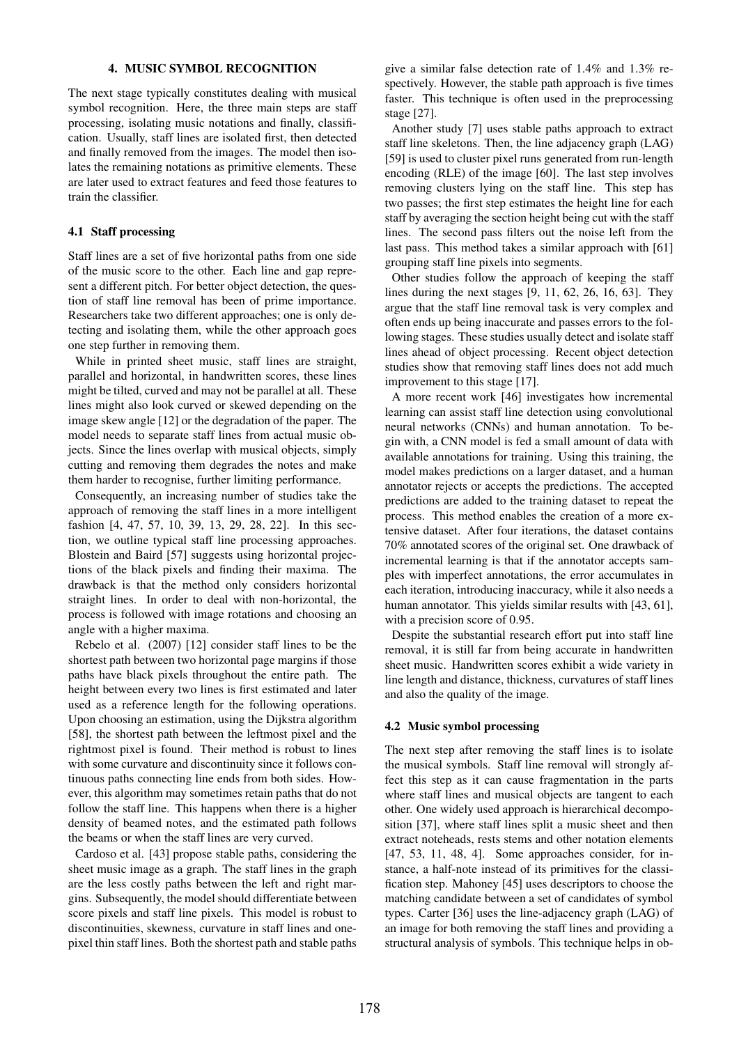## 4. MUSIC SYMBOL RECOGNITION

The next stage typically constitutes dealing with musical symbol recognition. Here, the three main steps are staff processing, isolating music notations and finally, classification. Usually, staff lines are isolated first, then detected and finally removed from the images. The model then isolates the remaining notations as primitive elements. These are later used to extract features and feed those features to train the classifier.

### 4.1 Staff processing

Staff lines are a set of five horizontal paths from one side of the music score to the other. Each line and gap represent a different pitch. For better object detection, the question of staff line removal has been of prime importance. Researchers take two different approaches; one is only detecting and isolating them, while the other approach goes one step further in removing them.

While in printed sheet music, staff lines are straight, parallel and horizontal, in handwritten scores, these lines might be tilted, curved and may not be parallel at all. These lines might also look curved or skewed depending on the image skew angle [12] or the degradation of the paper. The model needs to separate staff lines from actual music objects. Since the lines overlap with musical objects, simply cutting and removing them degrades the notes and make them harder to recognise, further limiting performance.

Consequently, an increasing number of studies take the approach of removing the staff lines in a more intelligent fashion [4, 47, 57, 10, 39, 13, 29, 28, 22]. In this section, we outline typical staff line processing approaches. Blostein and Baird [57] suggests using horizontal projections of the black pixels and finding their maxima. The drawback is that the method only considers horizontal straight lines. In order to deal with non-horizontal, the process is followed with image rotations and choosing an angle with a higher maxima.

Rebelo et al. (2007) [12] consider staff lines to be the shortest path between two horizontal page margins if those paths have black pixels throughout the entire path. The height between every two lines is first estimated and later used as a reference length for the following operations. Upon choosing an estimation, using the Dijkstra algorithm [58], the shortest path between the leftmost pixel and the rightmost pixel is found. Their method is robust to lines with some curvature and discontinuity since it follows continuous paths connecting line ends from both sides. However, this algorithm may sometimes retain paths that do not follow the staff line. This happens when there is a higher density of beamed notes, and the estimated path follows the beams or when the staff lines are very curved.

Cardoso et al. [43] propose stable paths, considering the sheet music image as a graph. The staff lines in the graph are the less costly paths between the left and right margins. Subsequently, the model should differentiate between score pixels and staff line pixels. This model is robust to discontinuities, skewness, curvature in staff lines and one-pixel thin staff lines. Both the shortest path and stable paths give a similar false detection rate of 1.4% and 1.3% respectively. However, the stable path approach is five times faster. This technique is often used in the preprocessing stage [27].

Another study [7] uses stable paths approach to extract staff line skeletons. Then, the line adjacency graph (LAG) [59] is used to cluster pixel runs generated from run-length encoding (RLE) of the image [60]. The last step involves removing clusters lying on the staff line. This step has two passes; the first step estimates the height line for each staff by averaging the section height being cut with the staff lines. The second pass filters out the noise left from the last pass. This method takes a similar approach with [61] grouping staff line pixels into segments.

Other studies follow the approach of keeping the staff lines during the next stages [9, 11, 62, 26, 16, 63]. They argue that the staff line removal task is very complex and often ends up being inaccurate and passes errors to the following stages. These studies usually detect and isolate staff lines ahead of object processing. Recent object detection studies show that removing staff lines does not add much improvement to this stage [17].

A more recent work [46] investigates how incremental learning can assist staff line detection using convolutional neural networks (CNNs) and human annotation. To begin with, a CNN model is fed a small amount of data with available annotations for training. Using this training, the model makes predictions on a larger dataset, and a human annotator rejects or accepts the predictions. The accepted predictions are added to the training dataset to repeat the process. This method enables the creation of a more extensive dataset. After four iterations, the dataset contains 70% annotated scores of the original set. One drawback of incremental learning is that if the annotator accepts samples with imperfect annotations, the error accumulates in each iteration, introducing inaccuracy, while it also needs a human annotator. This yields similar results with [43, 61], with a precision score of 0.95.

Despite the substantial research effort put into staff line removal, it is still far from being accurate in handwritten sheet music. Handwritten scores exhibit a wide variety in line length and distance, thickness, curvatures of staff lines and also the quality of the image.

### 4.2 Music symbol processing

The next step after removing the staff lines is to isolate the musical symbols. Staff line removal will strongly affect this step as it can cause fragmentation in the parts where staff lines and musical objects are tangent to each other. One widely used approach is hierarchical decomposition [37], where staff lines split a music sheet and then extract noteheads, rests stems and other notation elements [47, 53, 11, 48, 4]. Some approaches consider, for instance, a half-note instead of its primitives for the classification step. Mahoney [45] uses descriptors to choose the matching candidate between a set of candidates of symbol types. Carter [36] uses the line-adjacency graph (LAG) of an image for both removing the staff lines and providing a structural analysis of symbols. This technique helps in ob-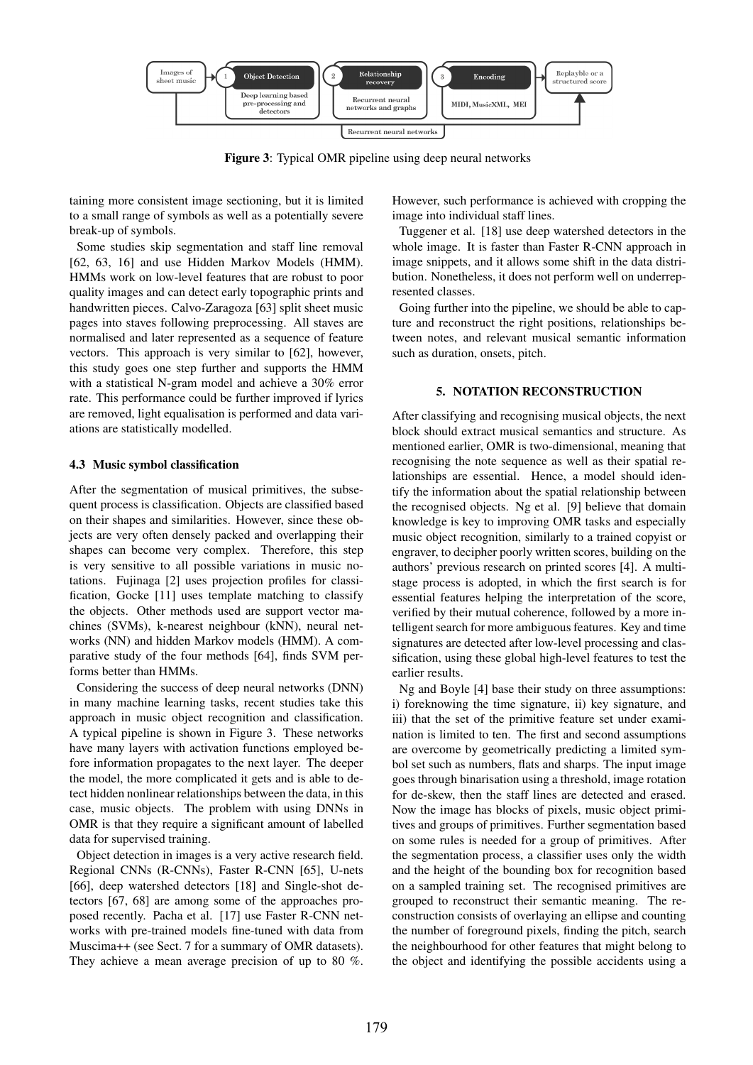**Figure 3**: Typical OMR pipeline using deep neural networks

taining more consistent image sectioning, but it is limited to a small range of symbols as well as a potentially severe break-up of symbols.

Some studies skip segmentation and staff line removal [62, 63, 16] and use Hidden Markov Models (HMM). HMMs work on low-level features that are robust to poor quality images and can detect early topographic prints and handwritten pieces. Calvo-Zaragoza [63] split sheet music pages into staves following preprocessing. All staves are normalised and later represented as a sequence of feature vectors. This approach is very similar to [62], however, this study goes one step further and supports the HMM with a statistical N-gram model and achieve a 30% error rate. This performance could be further improved if lyrics are removed, light equalisation is performed and data variations are statistically modelled.

### 4.3 Music symbol classification

After the segmentation of musical primitives, the subsequent process is classification. Objects are classified based on their shapes and similarities. However, since these objects are very often densely packed and overlapping their shapes can become very complex. Therefore, this step is very sensitive to all possible variations in music notations. Fujinaga [2] uses projection profiles for classification, Gocke [11] uses template matching to classify the objects. Other methods used are support vector machines (SVMs), k-nearest neighbour (kNN), neural networks (NN) and hidden Markov models (HMM). A comparative study of the four methods [64], finds SVM performs better than HMMs.

Considering the success of deep neural networks (DNN) in many machine learning tasks, recent studies take this approach in music object recognition and classification. A typical pipeline is shown in Figure 3. These networks have many layers with activation functions employed before information propagates to the next layer. The deeper the model, the more complicated it gets and is able to detect hidden nonlinear relationships between the data, in this case, music objects. The problem with using DNNs in OMR is that they require a significant amount of labelled data for supervised training.

Object detection in images is a very active research field. Regional CNNs (R-CNNs), Faster R-CNN [65], U-nets [66], deep watershed detectors [18] and Single-shot detectors [67, 68] are among some of the approaches proposed recently. Pacha et al. [17] use Faster R-CNN networks with pre-trained models fine-tuned with data from Muscima++ (see Sect. 7 for a summary of OMR datasets). They achieve a mean average precision of up to 80 %. However, such performance is achieved with cropping the image into individual staff lines.

Tuggener et al. [18] use deep watershed detectors in the whole image. It is faster than Faster R-CNN approach in image snippets, and it allows some shift in the data distribution. Nonetheless, it does not perform well on underrepresented classes.

Going further into the pipeline, we should be able to capture and reconstruct the right positions, relationships between notes, and relevant musical semantic information such as duration, onsets, pitch.

## 5. NOTATION RECONSTRUCTION

After classifying and recognising musical objects, the next block should extract musical semantics and structure. As mentioned earlier, OMR is two-dimensional, meaning that recognising the note sequence as well as their spatial relationships are essential. Hence, a model should identify the information about the spatial relationship between the recognised objects. Ng et al. [9] believe that domain knowledge is key to improving OMR tasks and especially music object recognition, similarly to a trained copyist or engraver, to decipher poorly written scores, building on the authors' previous research on printed scores [4]. A multistage process is adopted, in which the first search is for essential features helping the interpretation of the score, verified by their mutual coherence, followed by a more intelligent search for more ambiguous features. Key and time signatures are detected after low-level processing and classification, using these global high-level features to test the earlier results.

Ng and Boyle [4] base their study on three assumptions: i) foreknowing the time signature, ii) key signature, and iii) that the set of the primitive feature set under examination is limited to ten. The first and second assumptions are overcome by geometrically predicting a limited symbol set such as numbers, flats and sharps. The input image goes through binarisation using a threshold, image rotation for de-skew, then the staff lines are detected and erased. Now the image has blocks of pixels, music object primitives and groups of primitives. Further segmentation based on some rules is needed for a group of primitives. After the segmentation process, a classifier uses only the width and the height of the bounding box for recognition based on a sampled training set. The recognised primitives are grouped to reconstruct their semantic meaning. The reconstruction consists of overlaying an ellipse and counting the number of foreground pixels, finding the pitch, search the neighbourhood for other features that might belong to the object and identifying the possible accidents using a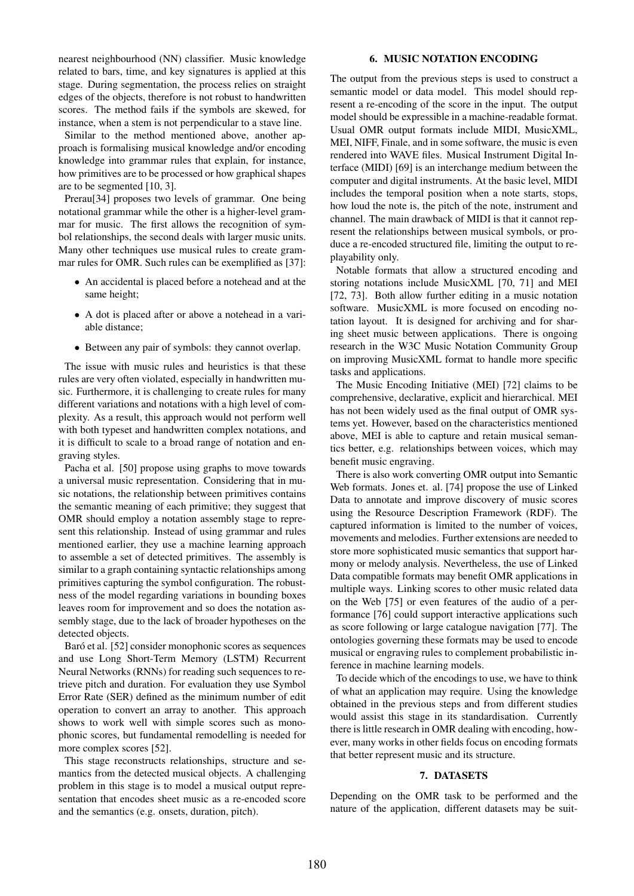nearest neighbourhood (NN) classifier. Music knowledge related to bars, time, and key signatures is applied at this stage. During segmentation, the process relies on straight edges of the objects, therefore is not robust to handwritten scores. The method fails if the symbols are skewed, for instance, when a stem is not perpendicular to a stave line.

Similar to the method mentioned above, another approach is formalising musical knowledge and/or encoding knowledge into grammar rules that explain, for instance, how primitives are to be processed or how graphical shapes are to be segmented [10, 3].

Prerau[34] proposes two levels of grammar. One being notational grammar while the other is a higher-level grammar for music. The first allows the recognition of symbol relationships, the second deals with larger music units. Many other techniques use musical rules to create grammar rules for OMR. Such rules can be exemplified as [37]:

- An accidental is placed before a notehead and at the same height;
- A dot is placed after or above a notehead in a variable distance;
- Between any pair of symbols: they cannot overlap.

The issue with music rules and heuristics is that these rules are very often violated, especially in handwritten music. Furthermore, it is challenging to create rules for many different variations and notations with a high level of complexity. As a result, this approach would not perform well with both typeset and handwritten complex notations, and it is difficult to scale to a broad range of notation and engraving styles.

Pacha et al. [50] propose using graphs to move towards a universal music representation. Considering that in music notations, the relationship between primitives contains the semantic meaning of each primitive; they suggest that OMR should employ a notation assembly stage to represent this relationship. Instead of using grammar and rules mentioned earlier, they use a machine learning approach to assemble a set of detected primitives. The assembly is similar to a graph containing syntactic relationships among primitives capturing the symbol configuration. The robustness of the model regarding variations in bounding boxes leaves room for improvement and so does the notation assembly stage, due to the lack of broader hypotheses on the detected objects.

Baró et al. [52] consider monophonic scores as sequences and use Long Short-Term Memory (LSTM) Recurrent Neural Networks (RNNs) for reading such sequences to retrieve pitch and duration. For evaluation they use Symbol Error Rate (SER) defined as the minimum number of edit operation to convert an array to another. This approach shows to work well with simple scores such as monophonic scores, but fundamental remodelling is needed for more complex scores [52].

This stage reconstructs relationships, structure and semantics from the detected musical objects. A challenging problem in this stage is to model a musical output representation that encodes sheet music as a re-encoded score and the semantics (e.g. onsets, duration, pitch).

## 6. MUSIC NOTATION ENCODING

The output from the previous steps is used to construct a semantic model or data model. This model should represent a re-encoding of the score in the input. The output model should be expressible in a machine-readable format. Usual OMR output formats include MIDI, MusicXML, MEI, NIFF, Finale, and in some software, the music is even rendered into WAVE files. Musical Instrument Digital Interface (MIDI) [69] is an interchange medium between the computer and digital instruments. At the basic level, MIDI includes the temporal position when a note starts, stops, how loud the note is, the pitch of the note, instrument and channel. The main drawback of MIDI is that it cannot represent the relationships between musical symbols, or produce a re-encoded structured file, limiting the output to replayability only.

Notable formats that allow a structured encoding and storing notations include MusicXML [70, 71] and MEI [72, 73]. Both allow further editing in a music notation software. MusicXML is more focused on encoding notation layout. It is designed for archiving and for sharing sheet music between applications. There is ongoing research in the W3C Music Notation Community Group on improving MusicXML format to handle more specific tasks and applications.

The Music Encoding Initiative (MEI) [72] claims to be comprehensive, declarative, explicit and hierarchical. MEI has not been widely used as the final output of OMR systems yet. However, based on the characteristics mentioned above, MEI is able to capture and retain musical semantics better, e.g. relationships between voices, which may benefit music engraving.

There is also work converting OMR output into Semantic Web formats. Jones et. al. [74] propose the use of Linked Data to annotate and improve discovery of music scores using the Resource Description Framework (RDF). The captured information is limited to the number of voices, movements and melodies. Further extensions are needed to store more sophisticated music semantics that support harmony or melody analysis. Nevertheless, the use of Linked Data compatible formats may benefit OMR applications in multiple ways. Linking scores to other music related data on the Web [75] or even features of the audio of a performance [76] could support interactive applications such as score following or large catalogue navigation [77]. The ontologies governing these formats may be used to encode musical or engraving rules to complement probabilistic inference in machine learning models.

To decide which of the encodings to use, we have to think of what an application may require. Using the knowledge obtained in the previous steps and from different studies would assist this stage in its standardisation. Currently there is little research in OMR dealing with encoding, however, many works in other fields focus on encoding formats that better represent music and its structure.

## 7. DATASETS

Depending on the OMR task to be performed and the nature of the application, different datasets may be suit-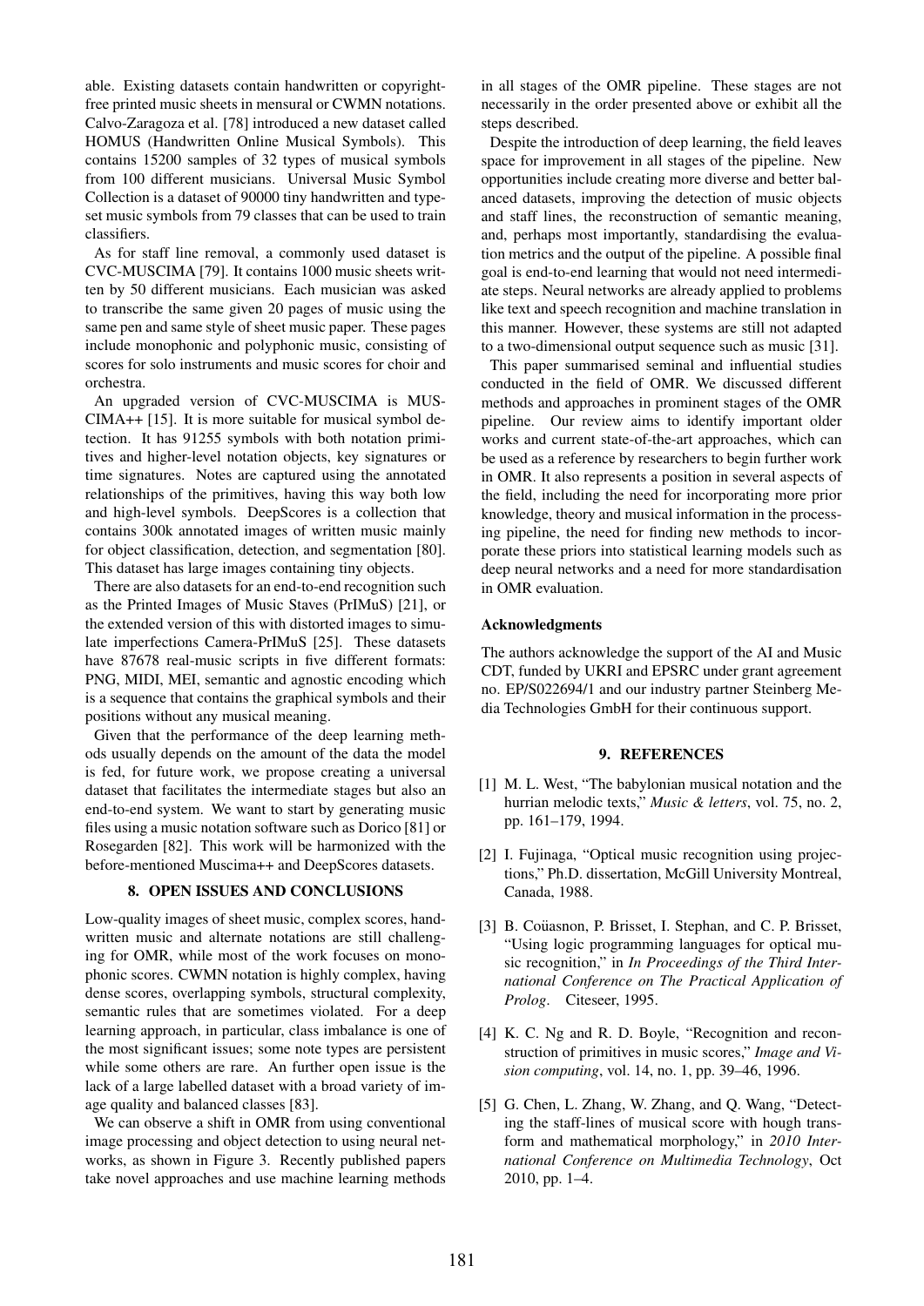able. Existing datasets contain handwritten or copyright-free printed music sheets in mensural or CWMN notations. Calvo-Zaragoza et al. [78] introduced a new dataset called HOMUS (Handwritten Online Musical Symbols). This contains 15200 samples of 32 types of musical symbols from 100 different musicians. Universal Music Symbol Collection is a dataset of 90000 tiny handwritten and typeset music symbols from 79 classes that can be used to train classifiers.

As for staff line removal, a commonly used dataset is CVC-MUSCIMA [79]. It contains 1000 music sheets written by 50 different musicians. Each musician was asked to transcribe the same given 20 pages of music using the same pen and same style of sheet music paper. These pages include monophonic and polyphonic music, consisting of scores for solo instruments and music scores for choir and orchestra.

An upgraded version of CVC-MUSCIMA is MUSCIMA++ [15]. It is more suitable for musical symbol detection. It has 91255 symbols with both notation primitives and higher-level notation objects, key signatures or time signatures. Notes are captured using the annotated relationships of the primitives, having this way both low and high-level symbols. DeepScores is a collection that contains 300k annotated images of written music mainly for object classification, detection, and segmentation [80]. This dataset has large images containing tiny objects.

There are also datasets for an end-to-end recognition such as the Printed Images of Music Staves (PrIMuS) [21], or the extended version of this with distorted images to simulate imperfections Camera-PrIMuS [25]. These datasets have 87678 real-music scripts in five different formats: PNG, MIDI, MEI, semantic and agnostic encoding which is a sequence that contains the graphical symbols and their positions without any musical meaning.

Given that the performance of the deep learning methods usually depends on the amount of the data the model is fed, for future work, we propose creating a universal dataset that facilitates the intermediate stages but also an end-to-end system. We want to start by generating music files using a music notation software such as Dorico [81] or Rosegarden [82]. This work will be harmonized with the before-mentioned Muscima++ and DeepScores datasets.

## 8. OPEN ISSUES AND CONCLUSIONS

Low-quality images of sheet music, complex scores, handwritten music and alternate notations are still challenging for OMR, while most of the work focuses on monophonic scores. CWMN notation is highly complex, having dense scores, overlapping symbols, structural complexity, semantic rules that are sometimes violated. For a deep learning approach, in particular, class imbalance is one of the most significant issues; some note types are persistent while some others are rare. An further open issue is the lack of a large labelled dataset with a broad variety of image quality and balanced classes [83].

We can observe a shift in OMR from using conventional image processing and object detection to using neural networks, as shown in Figure 3. Recently published papers take novel approaches and use machine learning methods in all stages of the OMR pipeline. These stages are not necessarily in the order presented above or exhibit all the steps described.

Despite the introduction of deep learning, the field leaves space for improvement in all stages of the pipeline. New opportunities include creating more diverse and better balanced datasets, improving the detection of music objects and staff lines, the reconstruction of semantic meaning, and, perhaps most importantly, standardising the evaluation metrics and the output of the pipeline. A possible final goal is end-to-end learning that would not need intermediate steps. Neural networks are already applied to problems like text and speech recognition and machine translation in this manner. However, these systems are still not adapted to a two-dimensional output sequence such as music [31].

This paper summarised seminal and influential studies conducted in the field of OMR. We discussed different methods and approaches in prominent stages of the OMR pipeline. Our review aims to identify important older works and current state-of-the-art approaches, which can be used as a reference by researchers to begin further work in OMR. It also represents a position in several aspects of the field, including the need for incorporating more prior knowledge, theory and musical information in the processing pipeline, the need for finding new methods to incorporate these priors into statistical learning models such as deep neural networks and a need for more standardisation in OMR evaluation.

### Acknowledgments

The authors acknowledge the support of the AI and Music CDT, funded by UKRI and EPSRC under grant agreement no. EP/S022694/1 and our industry partner Steinberg Media Technologies GmbH for their continuous support.

## 9. REFERENCES

[1] M. L. West, "The babylonian musical notation and the hurrian melodic texts," *Music & letters*, vol. 75, no. 2, pp. 161–179, 1994.

[2] I. Fujinaga, "Optical music recognition using projections," Ph.D. dissertation, McGill University Montreal, Canada, 1988.

[3] B. Coüasnon, P. Brisset, I. Stephan, and C. P. Brisset, "Using logic programming languages for optical music recognition," in *In Proceedings of the Third International Conference on The Practical Application of Prolog*. Citeseer, 1995.

[4] K. C. Ng and R. D. Boyle, "Recognition and reconstruction of primitives in music scores," *Image and Vision computing*, vol. 14, no. 1, pp. 39–46, 1996.

[5] G. Chen, L. Zhang, W. Zhang, and Q. Wang, "Detecting the staff-lines of musical score with hough transform and mathematical morphology," in *2010 International Conference on Multimedia Technology*, Oct 2010, pp. 1–4.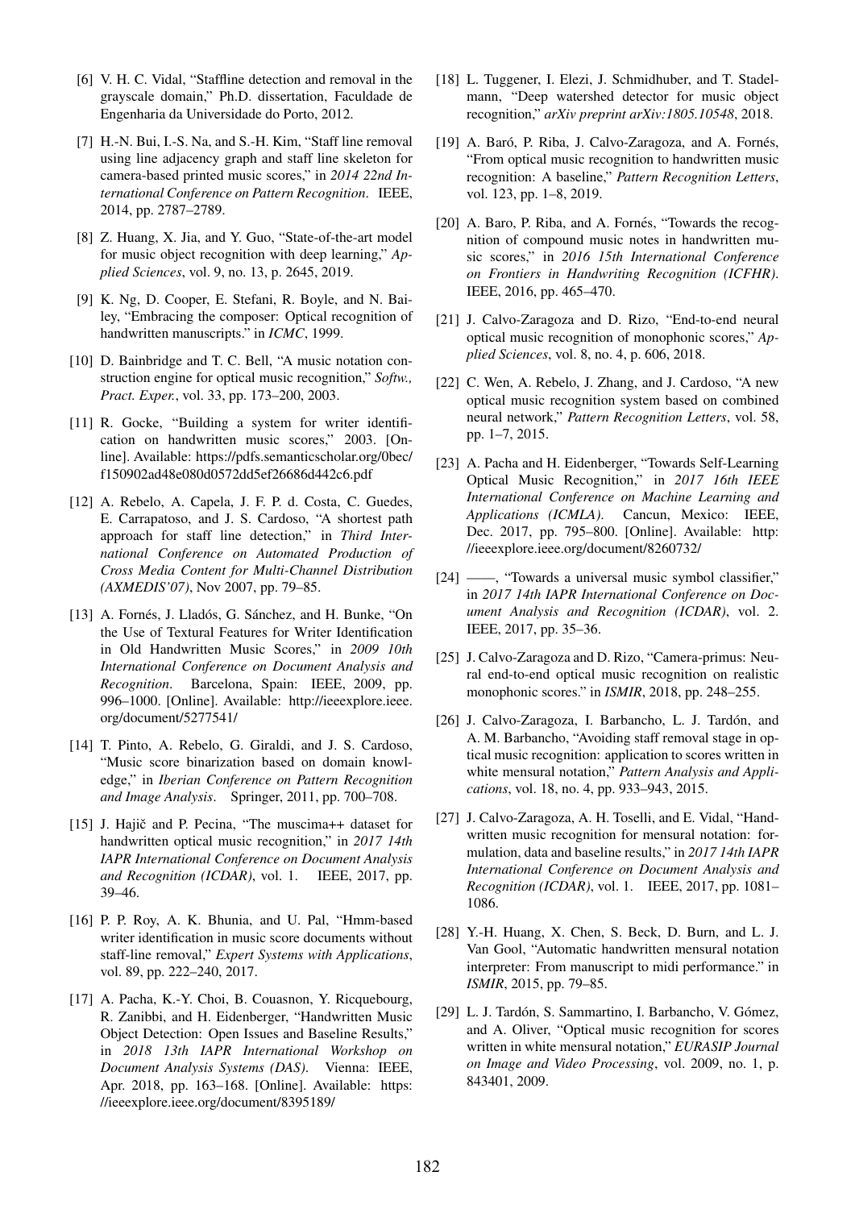[6] V. H. C. Vidal, "Staffline detection and removal in the grayscale domain," Ph.D. dissertation, Faculdade de Engenharia da Universidade do Porto, 2012.

[7] H.-N. Bui, I.-S. Na, and S.-H. Kim, "Staff line removal using line adjacency graph and staff line skeleton for camera-based printed music scores," in *2014 22nd International Conference on Pattern Recognition*. IEEE, 2014, pp. 2787–2789.

[8] Z. Huang, X. Jia, and Y. Guo, "State-of-the-art model for music object recognition with deep learning," *Applied Sciences*, vol. 9, no. 13, p. 2645, 2019.

[9] K. Ng, D. Cooper, E. Stefani, R. Boyle, and N. Bailey, "Embracing the composer: Optical recognition of handwritten manuscripts." in *ICMC*, 1999.

[10] D. Bainbridge and T. C. Bell, "A music notation construction engine for optical music recognition," *Softw., Pract. Exper.*, vol. 33, pp. 173–200, 2003.

[11] R. Gocke, "Building a system for writer identification on handwritten music scores," 2003. [Online]. Available: https://pdfs.semanticscholar.org/0bec/f150902ad48e080d0572dd5ef26686d442c6.pdf

[12] A. Rebelo, A. Capela, J. F. P. d. Costa, C. Guedes, E. Carrapatoso, and J. S. Cardoso, "A shortest path approach for staff line detection," in *Third International Conference on Automated Production of Cross Media Content for Multi-Channel Distribution (AXMEDIS'07)*, Nov 2007, pp. 79–85.

[13] A. Fornés, J. Lladós, G. Sánchez, and H. Bunke, "On the Use of Textural Features for Writer Identification in Old Handwritten Music Scores," in *2009 10th International Conference on Document Analysis and Recognition*. Barcelona, Spain: IEEE, 2009, pp. 996–1000. [Online]. Available: http://ieeexplore.ieee.org/document/5277541/

[14] T. Pinto, A. Rebelo, G. Giraldi, and J. S. Cardoso, "Music score binarization based on domain knowledge," in *Iberian Conference on Pattern Recognition and Image Analysis*. Springer, 2011, pp. 700–708.

[15] J. Hajič and P. Pecina, "The muscima++ dataset for handwritten optical music recognition," in *2017 14th IAPR International Conference on Document Analysis and Recognition (ICDAR)*, vol. 1. IEEE, 2017, pp. 39–46.

[16] P. P. Roy, A. K. Bhunia, and U. Pal, "Hmm-based writer identification in music score documents without staff-line removal," *Expert Systems with Applications*, vol. 89, pp. 222–240, 2017.

[17] A. Pacha, K.-Y. Choi, B. Couasnon, Y. Ricquebourg, R. Zanibbi, and H. Eidenberger, "Handwritten Music Object Detection: Open Issues and Baseline Results," in *2018 13th IAPR International Workshop on Document Analysis Systems (DAS)*. Vienna: IEEE, Apr. 2018, pp. 163–168. [Online]. Available: https://ieeexplore.ieee.org/document/8395189/

[18] L. Tuggener, I. Elezi, J. Schmidhuber, and T. Stadelmann, "Deep watershed detector for music object recognition," *arXiv preprint arXiv:1805.10548*, 2018.

[19] A. Baró, P. Riba, J. Calvo-Zaragoza, and A. Fornés, "From optical music recognition to handwritten music recognition: A baseline," *Pattern Recognition Letters*, vol. 123, pp. 1–8, 2019.

[20] A. Baro, P. Riba, and A. Fornés, "Towards the recognition of compound music notes in handwritten music scores," in *2016 15th International Conference on Frontiers in Handwriting Recognition (ICFHR)*. IEEE, 2016, pp. 465–470.

[21] J. Calvo-Zaragoza and D. Rizo, "End-to-end neural optical music recognition of monophonic scores," *Applied Sciences*, vol. 8, no. 4, p. 606, 2018.

[22] C. Wen, A. Rebelo, J. Zhang, and J. Cardoso, "A new optical music recognition system based on combined neural network," *Pattern Recognition Letters*, vol. 58, pp. 1–7, 2015.

[23] A. Pacha and H. Eidenberger, "Towards Self-Learning Optical Music Recognition," in *2017 16th IEEE International Conference on Machine Learning and Applications (ICMLA)*. Cancun, Mexico: IEEE, Dec. 2017, pp. 795–800. [Online]. Available: http://ieeexplore.ieee.org/document/8260732/

[24] ——, "Towards a universal music symbol classifier," in *2017 14th IAPR International Conference on Document Analysis and Recognition (ICDAR)*, vol. 2. IEEE, 2017, pp. 35–36.

[25] J. Calvo-Zaragoza and D. Rizo, "Camera-primus: Neural end-to-end optical music recognition on realistic monophonic scores." in *ISMIR*, 2018, pp. 248–255.

[26] J. Calvo-Zaragoza, I. Barbancho, L. J. Tardón, and A. M. Barbancho, "Avoiding staff removal stage in optical music recognition: application to scores written in white mensural notation," *Pattern Analysis and Applications*, vol. 18, no. 4, pp. 933–943, 2015.

[27] J. Calvo-Zaragoza, A. H. Toselli, and E. Vidal, "Handwritten music recognition for mensural notation: formulation, data and baseline results," in *2017 14th IAPR International Conference on Document Analysis and Recognition (ICDAR)*, vol. 1. IEEE, 2017, pp. 1081–1086.

[28] Y.-H. Huang, X. Chen, S. Beck, D. Burn, and L. J. Van Gool, "Automatic handwritten mensural notation interpreter: From manuscript to midi performance." in *ISMIR*, 2015, pp. 79–85.

[29] L. J. Tardón, S. Sammartino, I. Barbancho, V. Gómez, and A. Oliver, "Optical music recognition for scores written in white mensural notation," *EURASIP Journal on Image and Video Processing*, vol. 2009, no. 1, p. 843401, 2009.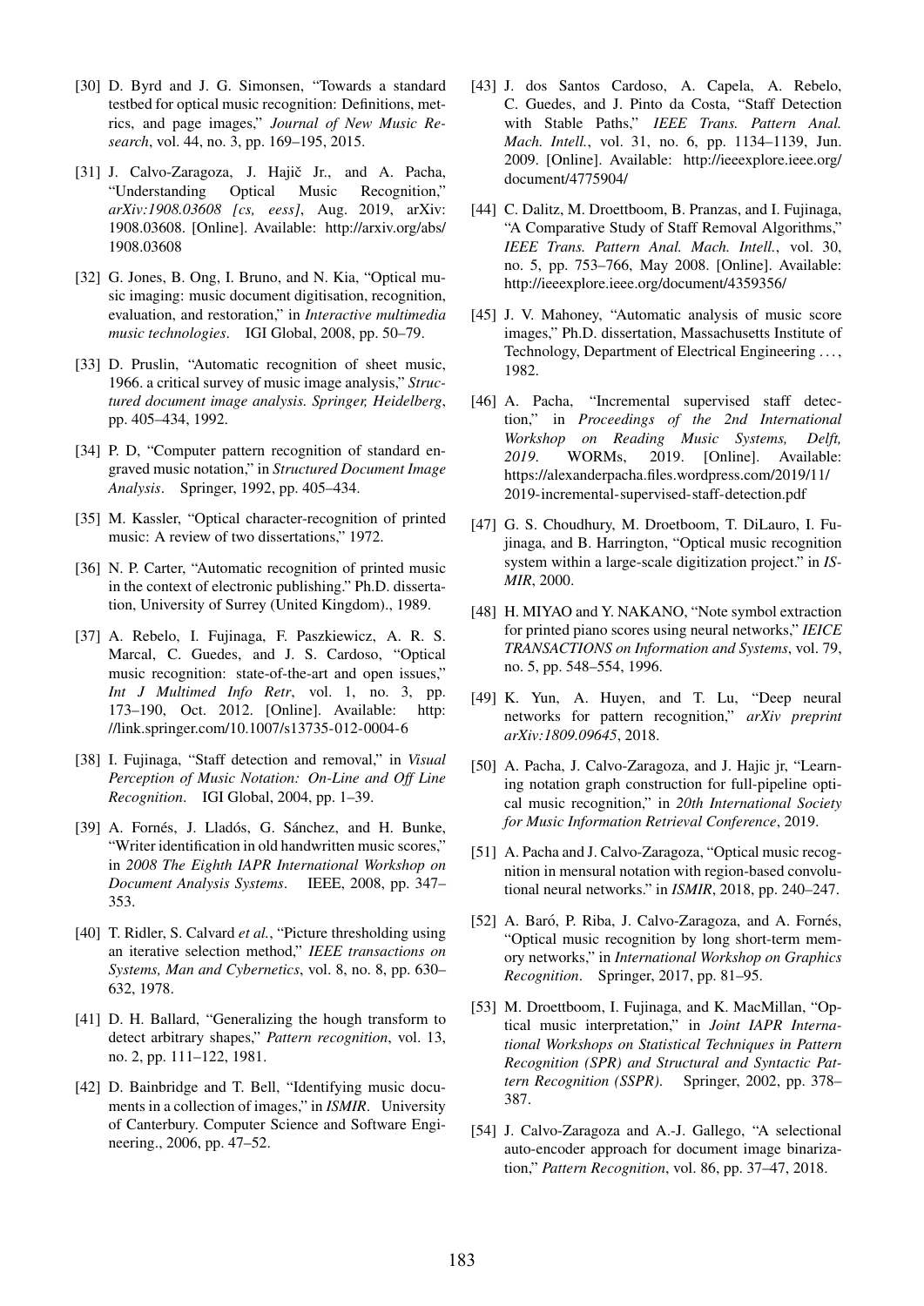[30] D. Byrd and J. G. Simonsen, "Towards a standard testbed for optical music recognition: Definitions, metrics, and page images," *Journal of New Music Research*, vol. 44, no. 3, pp. 169–195, 2015.

[31] J. Calvo-Zaragoza, J. Hajič Jr., and A. Pacha, "Understanding Optical Music Recognition," *arXiv:1908.03608 [cs, eess]*, Aug. 2019, arXiv: 1908.03608. [Online]. Available: http://arxiv.org/abs/1908.03608

[32] G. Jones, B. Ong, I. Bruno, and N. Kia, "Optical music imaging: music document digitisation, recognition, evaluation, and restoration," in *Interactive multimedia music technologies*. IGI Global, 2008, pp. 50–79.

[33] D. Pruslin, "Automatic recognition of sheet music, 1966. a critical survey of music image analysis," *Structured document image analysis. Springer, Heidelberg*, pp. 405–434, 1992.

[34] P. D, "Computer pattern recognition of standard engraved music notation," in *Structured Document Image Analysis*. Springer, 1992, pp. 405–434.

[35] M. Kassler, "Optical character-recognition of printed music: A review of two dissertations," 1972.

[36] N. P. Carter, "Automatic recognition of printed music in the context of electronic publishing." Ph.D. dissertation, University of Surrey (United Kingdom)., 1989.

[37] A. Rebelo, I. Fujinaga, F. Paszkiewicz, A. R. S. Marcal, C. Guedes, and J. S. Cardoso, "Optical music recognition: state-of-the-art and open issues," *Int J Multimed Info Retr*, vol. 1, no. 3, pp. 173–190, Oct. 2012. [Online]. Available: http://link.springer.com/10.1007/s13735-012-0004-6

[38] I. Fujinaga, "Staff detection and removal," in *Visual Perception of Music Notation: On-Line and Off Line Recognition*. IGI Global, 2004, pp. 1–39.

[39] A. Fornés, J. Lladós, G. Sánchez, and H. Bunke, "Writer identification in old handwritten music scores," in *2008 The Eighth IAPR International Workshop on Document Analysis Systems*. IEEE, 2008, pp. 347–353.

[40] T. Ridler, S. Calvard *et al.*, "Picture thresholding using an iterative selection method," *IEEE transactions on Systems, Man and Cybernetics*, vol. 8, no. 8, pp. 630–632, 1978.

[41] D. H. Ballard, "Generalizing the hough transform to detect arbitrary shapes," *Pattern recognition*, vol. 13, no. 2, pp. 111–122, 1981.

[42] D. Bainbridge and T. Bell, "Identifying music documents in a collection of images," in *ISMIR*. University of Canterbury. Computer Science and Software Engineering., 2006, pp. 47–52.

[43] J. dos Santos Cardoso, A. Capela, A. Rebelo, C. Guedes, and J. Pinto da Costa, "Staff Detection with Stable Paths," *IEEE Trans. Pattern Anal. Mach. Intell.*, vol. 31, no. 6, pp. 1134–1139, Jun. 2009. [Online]. Available: http://ieeexplore.ieee.org/document/4775904/

[44] C. Dalitz, M. Droettboom, B. Pranzas, and I. Fujinaga, "A Comparative Study of Staff Removal Algorithms," *IEEE Trans. Pattern Anal. Mach. Intell.*, vol. 30, no. 5, pp. 753–766, May 2008. [Online]. Available: http://ieeexplore.ieee.org/document/4359356/

[45] J. V. Mahoney, "Automatic analysis of music score images," Ph.D. dissertation, Massachusetts Institute of Technology, Department of Electrical Engineering . . . , 1982.

[46] A. Pacha, "Incremental supervised staff detection," in *Proceedings of the 2nd International Workshop on Reading Music Systems, Delft, 2019*. WORMs, 2019. [Online]. Available: https://alexanderpacha.files.wordpress.com/2019/11/2019-incremental-supervised-staff-detection.pdf

[47] G. S. Choudhury, M. Droetboom, T. DiLauro, I. Fujinaga, and B. Harrington, "Optical music recognition system within a large-scale digitization project." in *ISMIR*, 2000.

[48] H. MIYAO and Y. NAKANO, "Note symbol extraction for printed piano scores using neural networks," *IEICE TRANSACTIONS on Information and Systems*, vol. 79, no. 5, pp. 548–554, 1996.

[49] K. Yun, A. Huyen, and T. Lu, "Deep neural networks for pattern recognition," *arXiv preprint arXiv:1809.09645*, 2018.

[50] A. Pacha, J. Calvo-Zaragoza, and J. Hajic jr, "Learning notation graph construction for full-pipeline optical music recognition," in *20th International Society for Music Information Retrieval Conference*, 2019.

[51] A. Pacha and J. Calvo-Zaragoza, "Optical music recognition in mensural notation with region-based convolutional neural networks." in *ISMIR*, 2018, pp. 240–247.

[52] A. Baró, P. Riba, J. Calvo-Zaragoza, and A. Fornés, "Optical music recognition by long short-term memory networks," in *International Workshop on Graphics Recognition*. Springer, 2017, pp. 81–95.

[53] M. Droettboom, I. Fujinaga, and K. MacMillan, "Optical music interpretation," in *Joint IAPR International Workshops on Statistical Techniques in Pattern Recognition (SPR) and Structural and Syntactic Pattern Recognition (SSPR)*. Springer, 2002, pp. 378–387.

[54] J. Calvo-Zaragoza and A.-J. Gallego, "A selectional auto-encoder approach for document image binarization," *Pattern Recognition*, vol. 86, pp. 37–47, 2018.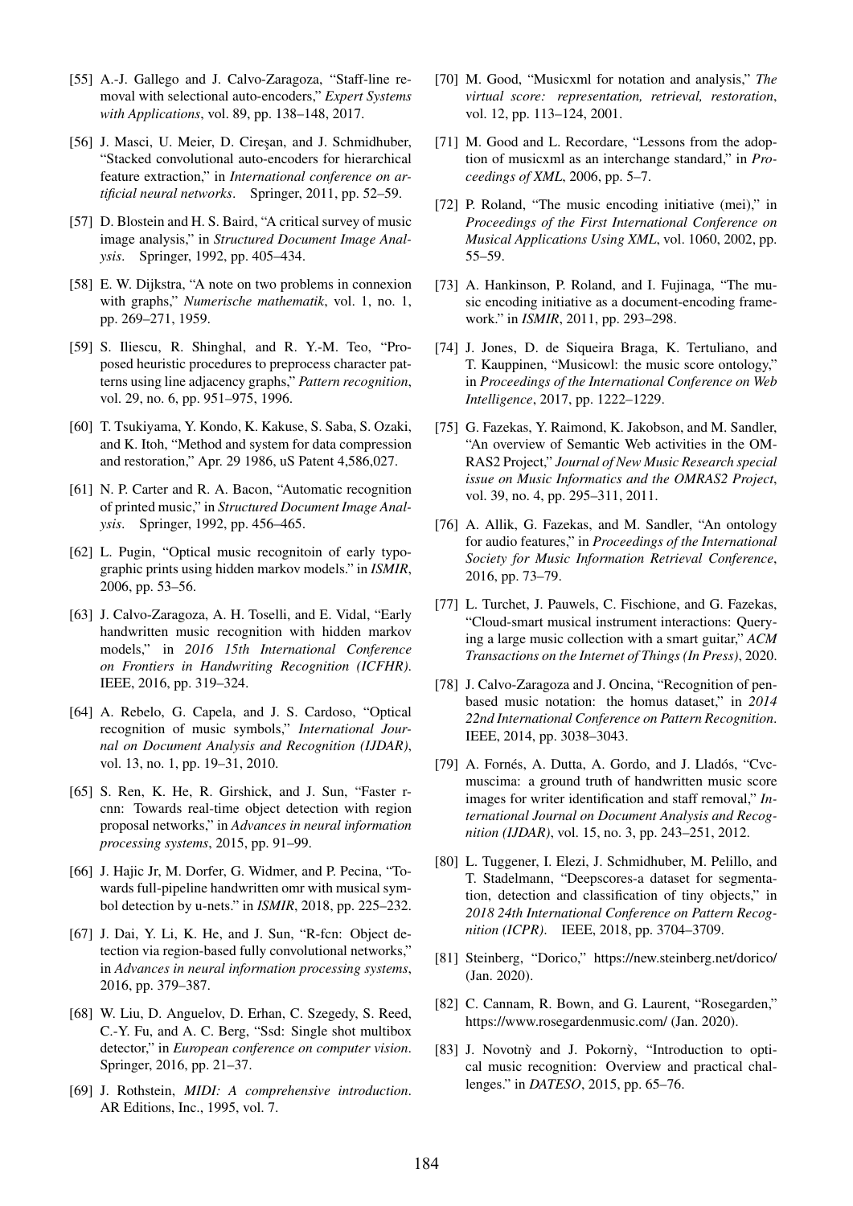[55] A.-J. Gallego and J. Calvo-Zaragoza, "Staff-line removal with selectional auto-encoders," *Expert Systems with Applications*, vol. 89, pp. 138–148, 2017.

[56] J. Masci, U. Meier, D. Cireşan, and J. Schmidhuber, "Stacked convolutional auto-encoders for hierarchical feature extraction," in *International conference on artificial neural networks*. Springer, 2011, pp. 52–59.

[57] D. Blostein and H. S. Baird, "A critical survey of music image analysis," in *Structured Document Image Analysis*. Springer, 1992, pp. 405–434.

[58] E. W. Dijkstra, "A note on two problems in connexion with graphs," *Numerische mathematik*, vol. 1, no. 1, pp. 269–271, 1959.

[59] S. Iliescu, R. Shinghal, and R. Y.-M. Teo, "Proposed heuristic procedures to preprocess character patterns using line adjacency graphs," *Pattern recognition*, vol. 29, no. 6, pp. 951–975, 1996.

[60] T. Tsukiyama, Y. Kondo, K. Kakuse, S. Saba, S. Ozaki, and K. Itoh, "Method and system for data compression and restoration," Apr. 29 1986, uS Patent 4,586,027.

[61] N. P. Carter and R. A. Bacon, "Automatic recognition of printed music," in *Structured Document Image Analysis*. Springer, 1992, pp. 456–465.

[62] L. Pugin, "Optical music recognitoin of early typographic prints using hidden markov models." in *ISMIR*, 2006, pp. 53–56.

[63] J. Calvo-Zaragoza, A. H. Toselli, and E. Vidal, "Early handwritten music recognition with hidden markov models," in *2016 15th International Conference on Frontiers in Handwriting Recognition (ICFHR)*. IEEE, 2016, pp. 319–324.

[64] A. Rebelo, G. Capela, and J. S. Cardoso, "Optical recognition of music symbols," *International Journal on Document Analysis and Recognition (IJDAR)*, vol. 13, no. 1, pp. 19–31, 2010.

[65] S. Ren, K. He, R. Girshick, and J. Sun, "Faster r-cnn: Towards real-time object detection with region proposal networks," in *Advances in neural information processing systems*, 2015, pp. 91–99.

[66] J. Hajic Jr, M. Dorfer, G. Widmer, and P. Pecina, "Towards full-pipeline handwritten omr with musical symbol detection by u-nets." in *ISMIR*, 2018, pp. 225–232.

[67] J. Dai, Y. Li, K. He, and J. Sun, "R-fcn: Object detection via region-based fully convolutional networks," in *Advances in neural information processing systems*, 2016, pp. 379–387.

[68] W. Liu, D. Anguelov, D. Erhan, C. Szegedy, S. Reed, C.-Y. Fu, and A. C. Berg, "Ssd: Single shot multibox detector," in *European conference on computer vision*. Springer, 2016, pp. 21–37.

[69] J. Rothstein, *MIDI: A comprehensive introduction*. AR Editions, Inc., 1995, vol. 7.

[70] M. Good, "Musicxml for notation and analysis," *The virtual score: representation, retrieval, restoration*, vol. 12, pp. 113–124, 2001.

[71] M. Good and L. Recordare, "Lessons from the adoption of musicxml as an interchange standard," in *Proceedings of XML*, 2006, pp. 5–7.

[72] P. Roland, "The music encoding initiative (mei)," in *Proceedings of the First International Conference on Musical Applications Using XML*, vol. 1060, 2002, pp. 55–59.

[73] A. Hankinson, P. Roland, and I. Fujinaga, "The music encoding initiative as a document-encoding framework." in *ISMIR*, 2011, pp. 293–298.

[74] J. Jones, D. de Siqueira Braga, K. Tertuliano, and T. Kauppinen, "Musicowl: the music score ontology," in *Proceedings of the International Conference on Web Intelligence*, 2017, pp. 1222–1229.

[75] G. Fazekas, Y. Raimond, K. Jakobson, and M. Sandler, "An overview of Semantic Web activities in the OMRAS2 Project," *Journal of New Music Research special issue on Music Informatics and the OMRAS2 Project*, vol. 39, no. 4, pp. 295–311, 2011.

[76] A. Allik, G. Fazekas, and M. Sandler, "An ontology for audio features," in *Proceedings of the International Society for Music Information Retrieval Conference*, 2016, pp. 73–79.

[77] L. Turchet, J. Pauwels, C. Fischione, and G. Fazekas, "Cloud-smart musical instrument interactions: Querying a large music collection with a smart guitar," *ACM Transactions on the Internet of Things (In Press)*, 2020.

[78] J. Calvo-Zaragoza and J. Oncina, "Recognition of pen-based music notation: the homus dataset," in *2014 22nd International Conference on Pattern Recognition*. IEEE, 2014, pp. 3038–3043.

[79] A. Fornés, A. Dutta, A. Gordo, and J. Lladós, "Cvc-muscima: a ground truth of handwritten music score images for writer identification and staff removal," *International Journal on Document Analysis and Recognition (IJDAR)*, vol. 15, no. 3, pp. 243–251, 2012.

[80] L. Tuggener, I. Elezi, J. Schmidhuber, M. Pelillo, and T. Stadelmann, "Deepscores-a dataset for segmentation, detection and classification of tiny objects," in *2018 24th International Conference on Pattern Recognition (ICPR)*. IEEE, 2018, pp. 3704–3709.

[81] Steinberg, "Dorico," https://new.steinberg.net/dorico/ (Jan. 2020).

[82] C. Cannam, R. Bown, and G. Laurent, "Rosegarden," https://www.rosegardenmusic.com/ (Jan. 2020).

[83] J. Novotnỳ and J. Pokornỳ, "Introduction to optical music recognition: Overview and practical challenges." in *DATESO*, 2015, pp. 65–76.